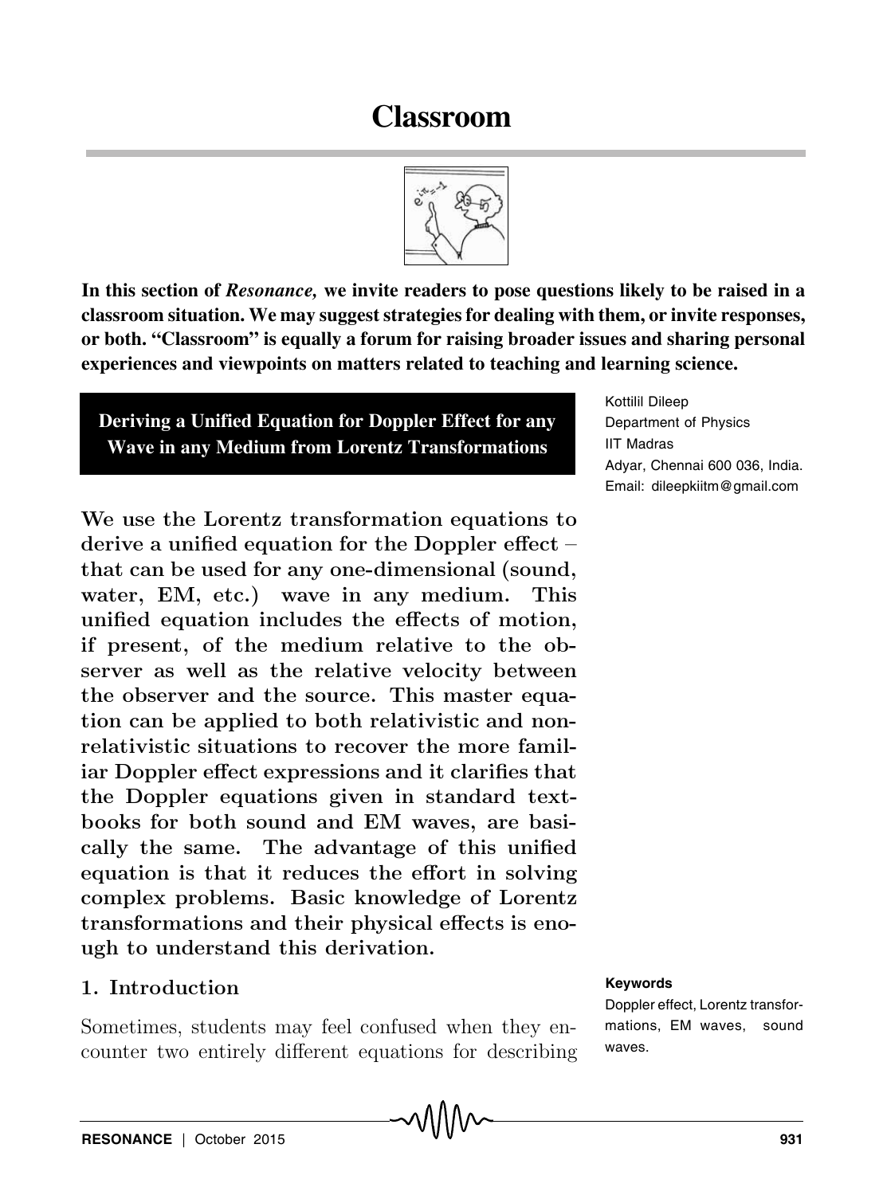# Classroom

**In this section of *Resonance,* we invite readers to pose questions likely to be raised in a classroom situation. We may suggest strategies for dealing with them, or invite responses, or both. "Classroom" is equally a forum for raising broader issues and sharing personal experiences and viewpoints on matters related to teaching and learning science.**

## Deriving a Unified Equation for Doppler Effect for any Wave in any Medium from Lorentz Transformations

Kottilil Dileep
Department of Physics
IIT Madras
Adyar, Chennai 600 036, India.
Email: dileepkiitm@gmail.com

**We use the Lorentz transformation equations to derive a unified equation for the Doppler effect – that can be used for any one-dimensional (sound, water, EM, etc.) wave in any medium. This unified equation includes the effects of motion, if present, of the medium relative to the observer as well as the relative velocity between the observer and the source. This master equation can be applied to both relativistic and non-relativistic situations to recover the more familiar Doppler effect expressions and it clarifies that the Doppler equations given in standard textbooks for both sound and EM waves, are basically the same. The advantage of this unified equation is that it reduces the effort in solving complex problems. Basic knowledge of Lorentz transformations and their physical effects is enough to understand this derivation.**

**Keywords**
Doppler effect, Lorentz transformations, EM waves, sound waves.

### 1. Introduction

Sometimes, students may feel confused when they encounter two entirely different equations for describing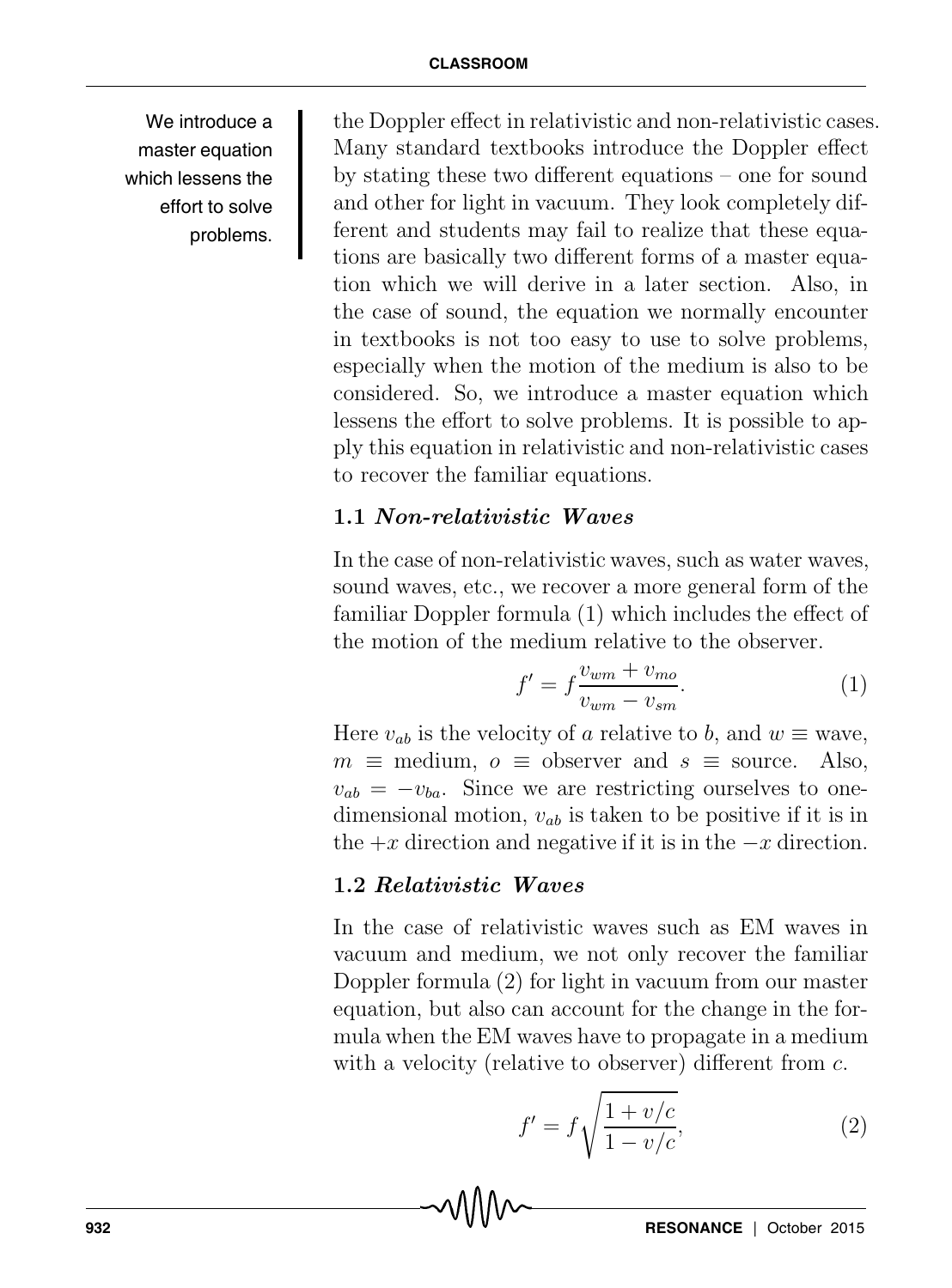We introduce a master equation which lessens the effort to solve problems.

the Doppler effect in relativistic and non-relativistic cases. Many standard textbooks introduce the Doppler effect by stating these two different equations – one for sound and other for light in vacuum. They look completely different and students may fail to realize that these equations are basically two different forms of a master equation which we will derive in a later section. Also, in the case of sound, the equation we normally encounter in textbooks is not too easy to use to solve problems, especially when the motion of the medium is also to be considered. So, we introduce a master equation which lessens the effort to solve problems. It is possible to apply this equation in relativistic and non-relativistic cases to recover the familiar equations.

### 1.1 *Non-relativistic Waves*

In the case of non-relativistic waves, such as water waves, sound waves, etc., we recover a more general form of the familiar Doppler formula (1) which includes the effect of the motion of the medium relative to the observer.

$$f' = f\frac{v_{wm} + v_{mo}}{v_{wm} - v_{sm}}. \tag{1}$$

Here $v_{ab}$ is the velocity of $a$ relative to $b$, and $w \equiv$ wave, $m \equiv$ medium, $o \equiv$ observer and $s \equiv$ source. Also, $v_{ab} = -v_{ba}$. Since we are restricting ourselves to one-dimensional motion, $v_{ab}$ is taken to be positive if it is in the $+x$ direction and negative if it is in the $-x$ direction.

### 1.2 *Relativistic Waves*

In the case of relativistic waves such as EM waves in vacuum and medium, we not only recover the familiar Doppler formula (2) for light in vacuum from our master equation, but also can account for the change in the formula when the EM waves have to propagate in a medium with a velocity (relative to observer) different from $c$.

$$f' = f\sqrt{\frac{1 + v/c}{1 - v/c}}, \tag{2}$$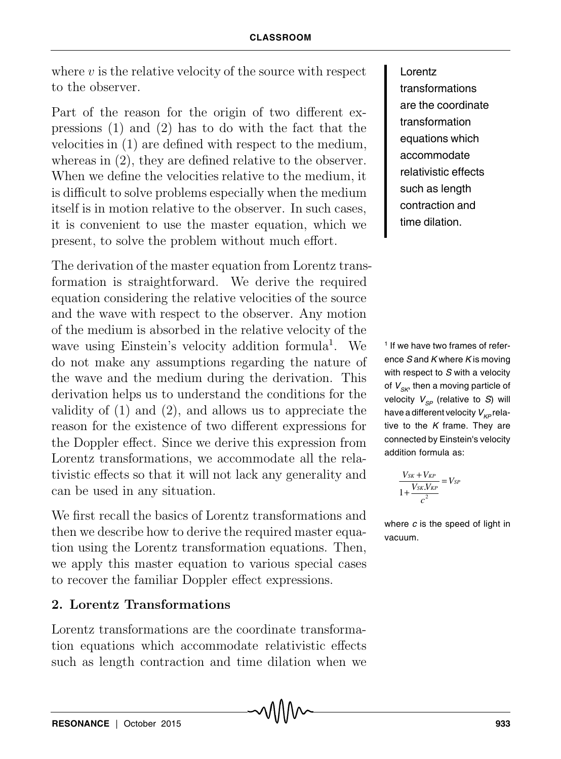where $v$ is the relative velocity of the source with respect to the observer.

Part of the reason for the origin of two different expressions (1) and (2) has to do with the fact that the velocities in (1) are defined with respect to the medium, whereas in (2), they are defined relative to the observer. When we define the velocities relative to the medium, it is difficult to solve problems especially when the medium itself is in motion relative to the observer. In such cases, it is convenient to use the master equation, which we present, to solve the problem without much effort.

Lorentz transformations are the coordinate transformation equations which accommodate relativistic effects such as length contraction and time dilation.

The derivation of the master equation from Lorentz transformation is straightforward. We derive the required equation considering the relative velocities of the source and the wave with respect to the observer. Any motion of the medium is absorbed in the relative velocity of the wave using Einstein's velocity addition formula[1]. We do not make any assumptions regarding the nature of the wave and the medium during the derivation. This derivation helps us to understand the conditions for the validity of (1) and (2), and allows us to appreciate the reason for the existence of two different expressions for the Doppler effect. Since we derive this expression from Lorentz transformations, we accommodate all the relativistic effects so that it will not lack any generality and can be used in any situation.

[1] If we have two frames of reference $S$ and $K$ where $K$ is moving with respect to $S$ with a velocity of $V_{SK}$, then a moving particle of velocity $V_{SP}$ (relative to $S$) will have a different velocity $V_{KP}$ relative to the $K$ frame. They are connected by Einstein's velocity addition formula as:

$$\frac{V_{SK} + V_{KP}}{1 + \frac{V_{SK}.V_{KP}}{c^2}} = V_{SP}$$

where $c$ is the speed of light in vacuum.

We first recall the basics of Lorentz transformations and then we describe how to derive the required master equation using the Lorentz transformation equations. Then, we apply this master equation to various special cases to recover the familiar Doppler effect expressions.

## 2. Lorentz Transformations

Lorentz transformations are the coordinate transformation equations which accommodate relativistic effects such as length contraction and time dilation when we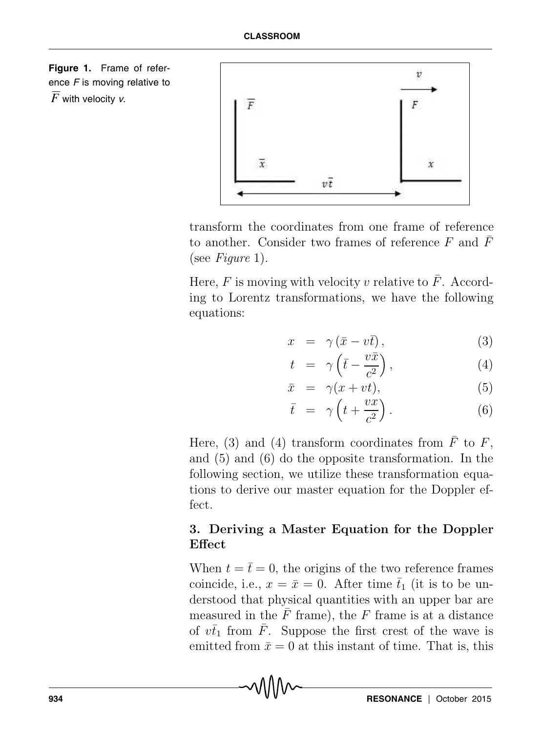**Figure 1.** Frame of reference $F$ is moving relative to $\bar{F}$ with velocity $v$.

transform the coordinates from one frame of reference to another. Consider two frames of reference $F$ and $\bar{F}$ (see *Figure* 1).

Here, $F$ is moving with velocity $v$ relative to $\bar{F}$. According to Lorentz transformations, we have the following equations:

$$x = \gamma(\bar{x} - v\bar{t}), \tag{3}$$

$$t = \gamma\left(\bar{t} - \frac{v\bar{x}}{c^2}\right), \tag{4}$$

$$\bar{x} = \gamma(x + vt), \tag{5}$$

$$\bar{t} = \gamma\left(t + \frac{vx}{c^2}\right). \tag{6}$$

Here, (3) and (4) transform coordinates from $\bar{F}$ to $F$, and (5) and (6) do the opposite transformation. In the following section, we utilize these transformation equations to derive our master equation for the Doppler effect.

### 3. Deriving a Master Equation for the Doppler Effect

When $t = \bar{t} = 0$, the origins of the two reference frames coincide, i.e., $x = \bar{x} = 0$. After time $\bar{t}_1$ (it is to be understood that physical quantities with an upper bar are measured in the $\bar{F}$ frame), the $F$ frame is at a distance of $v\bar{t}_1$ from $\bar{F}$. Suppose the first crest of the wave is emitted from $\bar{x} = 0$ at this instant of time. That is, this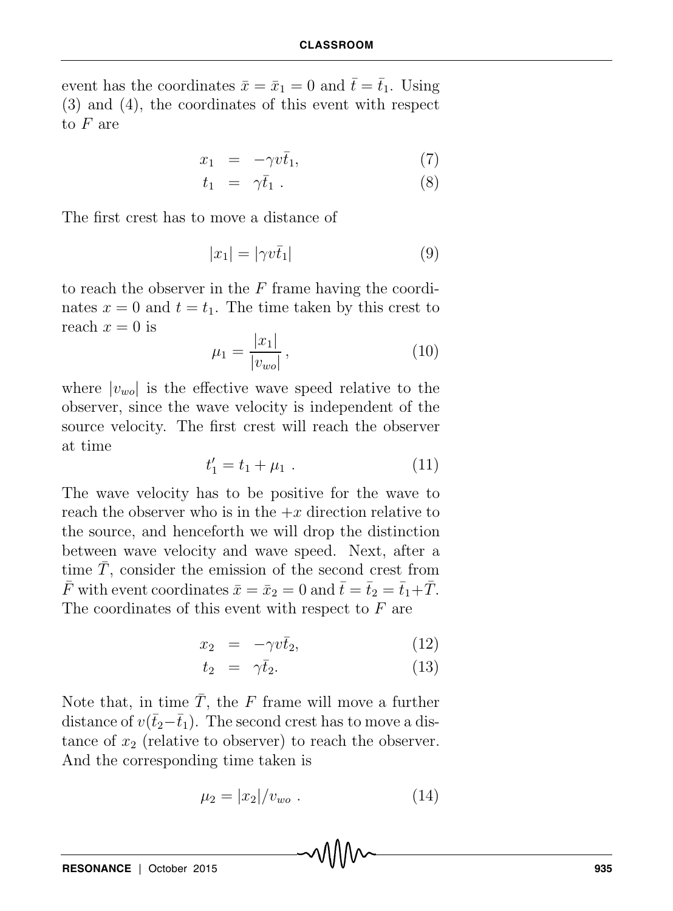event has the coordinates $\bar{x} = \bar{x}_1 = 0$ and $\bar{t} = \bar{t}_1$. Using (3) and (4), the coordinates of this event with respect to $F$ are

$$x_1 = -\gamma v \bar{t}_1, \tag{7}$$

$$t_1 = \gamma \bar{t}_1 \ . \tag{8}$$

The first crest has to move a distance of

$$|x_1| = |\gamma v \bar{t}_1| \tag{9}$$

to reach the observer in the $F$ frame having the coordinates $x = 0$ and $t = t_1$. The time taken by this crest to reach $x = 0$ is

$$\mu_1 = \frac{|x_1|}{|v_{wo}|} \, , \tag{10}$$

where $|v_{wo}|$ is the effective wave speed relative to the observer, since the wave velocity is independent of the source velocity. The first crest will reach the observer at time

$$t'_1 = t_1 + \mu_1 \ . \tag{11}$$

The wave velocity has to be positive for the wave to reach the observer who is in the $+x$ direction relative to the source, and henceforth we will drop the distinction between wave velocity and wave speed. Next, after a time $\bar{T}$, consider the emission of the second crest from $\bar{F}$ with event coordinates $\bar{x} = \bar{x}_2 = 0$ and $\bar{t} = \bar{t}_2 = \bar{t}_1 + \bar{T}$. The coordinates of this event with respect to $F$ are

$$x_2 = -\gamma v \bar{t}_2, \tag{12}$$

$$t_2 = \gamma \bar{t}_2. \tag{13}$$

Note that, in time $\bar{T}$, the $F$ frame will move a further distance of $v(\bar{t}_2 - \bar{t}_1)$. The second crest has to move a distance of $x_2$ (relative to observer) to reach the observer. And the corresponding time taken is

$$\mu_2 = |x_2|/v_{wo} \ . \tag{14}$$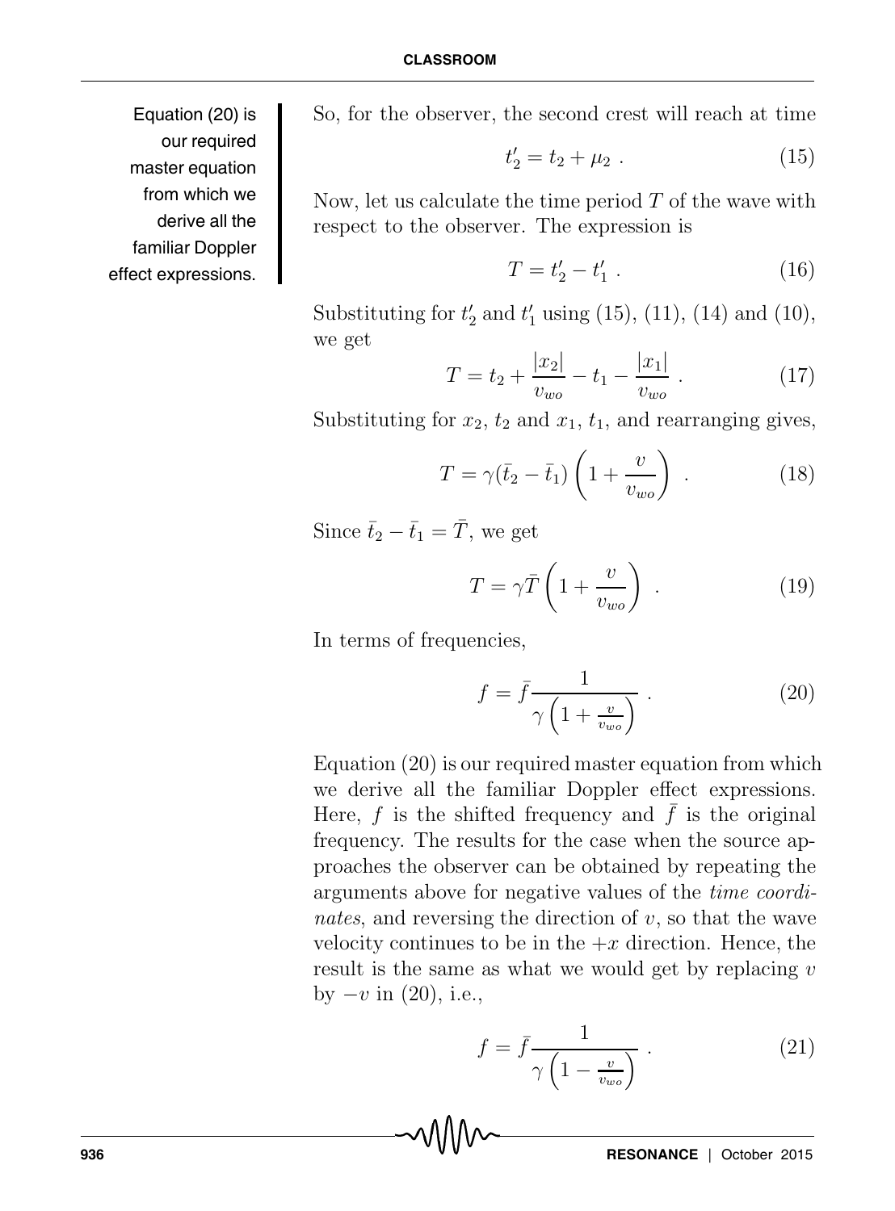So, for the observer, the second crest will reach at time

$$t_2' = t_2 + \mu_2 \ . \tag{15}$$

Now, let us calculate the time period $T$ of the wave with respect to the observer. The expression is

$$T = t_2' - t_1' \ . \tag{16}$$

Substituting for $t_2'$ and $t_1'$ using (15), (11), (14) and (10), we get

$$T = t_2 + \frac{|x_2|}{v_{wo}} - t_1 - \frac{|x_1|}{v_{wo}} \ . \tag{17}$$

Substituting for $x_2$, $t_2$ and $x_1$, $t_1$, and rearranging gives,

$$T = \gamma(\bar{t}_2 - \bar{t}_1)\left(1 + \frac{v}{v_{wo}}\right) \ . \tag{18}$$

Since $\bar{t}_2 - \bar{t}_1 = \bar{T}$, we get

$$T = \gamma\bar{T}\left(1 + \frac{v}{v_{wo}}\right) \ . \tag{19}$$

In terms of frequencies,

$$f = \bar{f}\frac{1}{\gamma\left(1 + \frac{v}{v_{wo}}\right)} \ . \tag{20}$$

Equation (20) is our required master equation from which we derive all the familiar Doppler effect expressions. Here, $f$ is the shifted frequency and $\bar{f}$ is the original frequency. The results for the case when the source approaches the observer can be obtained by repeating the arguments above for negative values of the *time coordinates*, and reversing the direction of $v$, so that the wave velocity continues to be in the $+x$ direction. Hence, the result is the same as what we would get by replacing $v$ by $-v$ in (20), i.e.,

$$f = \bar{f}\frac{1}{\gamma\left(1 - \frac{v}{v_{wo}}\right)} \ . \tag{21}$$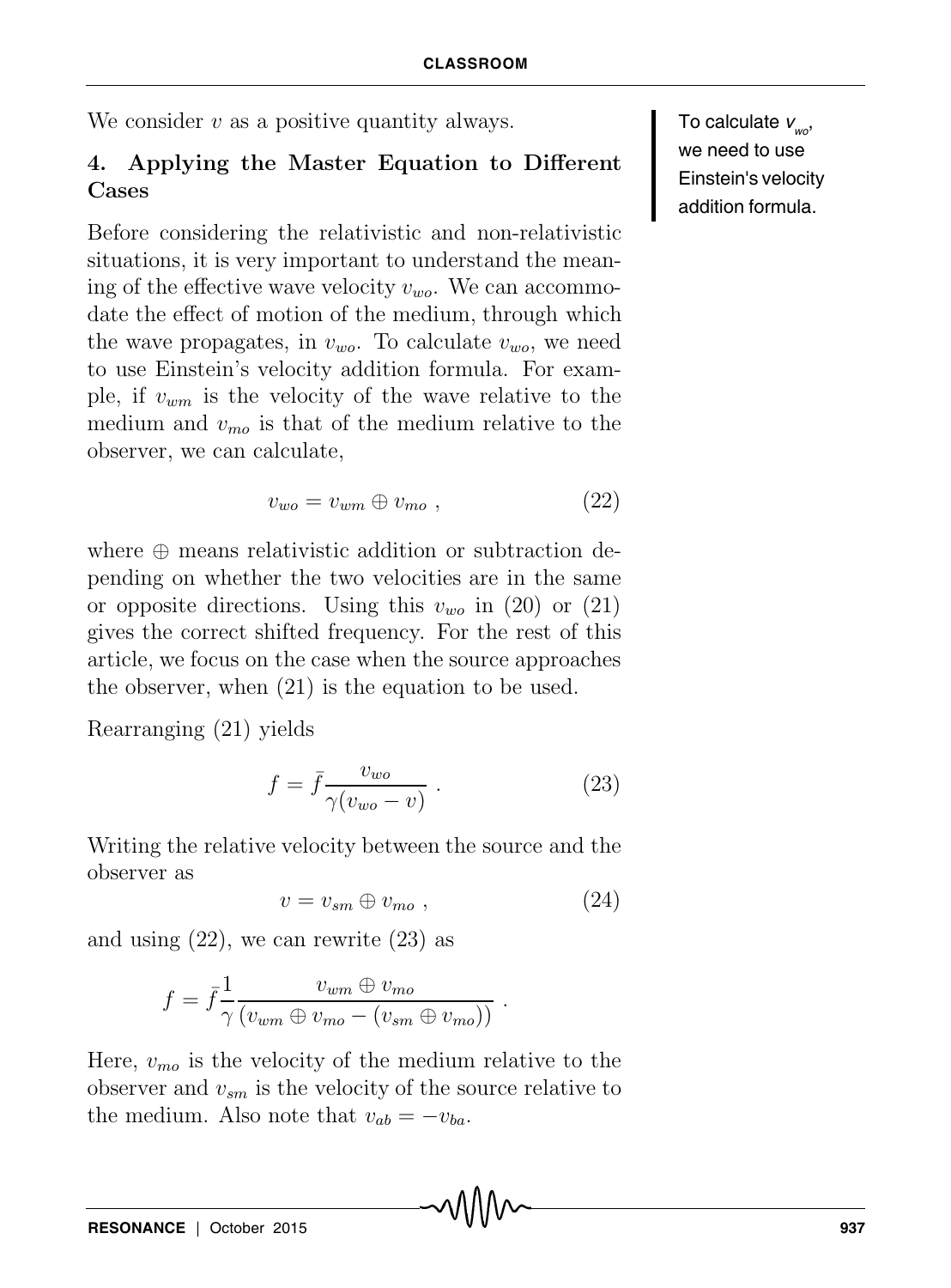We consider $v$ as a positive quantity always.

## 4. Applying the Master Equation to Different Cases

Before considering the relativistic and non-relativistic situations, it is very important to understand the meaning of the effective wave velocity $v_{wo}$. We can accommodate the effect of motion of the medium, through which the wave propagates, in $v_{wo}$. To calculate $v_{wo}$, we need to use Einstein's velocity addition formula. For example, if $v_{wm}$ is the velocity of the wave relative to the medium and $v_{mo}$ is that of the medium relative to the observer, we can calculate,

$$v_{wo} = v_{wm} \oplus v_{mo} , \tag{22}$$

where $\oplus$ means relativistic addition or subtraction depending on whether the two velocities are in the same or opposite directions. Using this $v_{wo}$ in (20) or (21) gives the correct shifted frequency. For the rest of this article, we focus on the case when the source approaches the observer, when (21) is the equation to be used.

To calculate $v_{wo}$, we need to use Einstein's velocity addition formula.

Rearranging (21) yields

$$f = \bar{f} \frac{v_{wo}}{\gamma(v_{wo} - v)} . \tag{23}$$

Writing the relative velocity between the source and the observer as

$$v = v_{sm} \oplus v_{mo} , \tag{24}$$

and using (22), we can rewrite (23) as

$$f = \bar{f} \frac{1}{\gamma} \frac{v_{wm} \oplus v_{mo}}{(v_{wm} \oplus v_{mo} - (v_{sm} \oplus v_{mo}))} .$$

Here, $v_{mo}$ is the velocity of the medium relative to the observer and $v_{sm}$ is the velocity of the source relative to the medium. Also note that $v_{ab} = -v_{ba}$.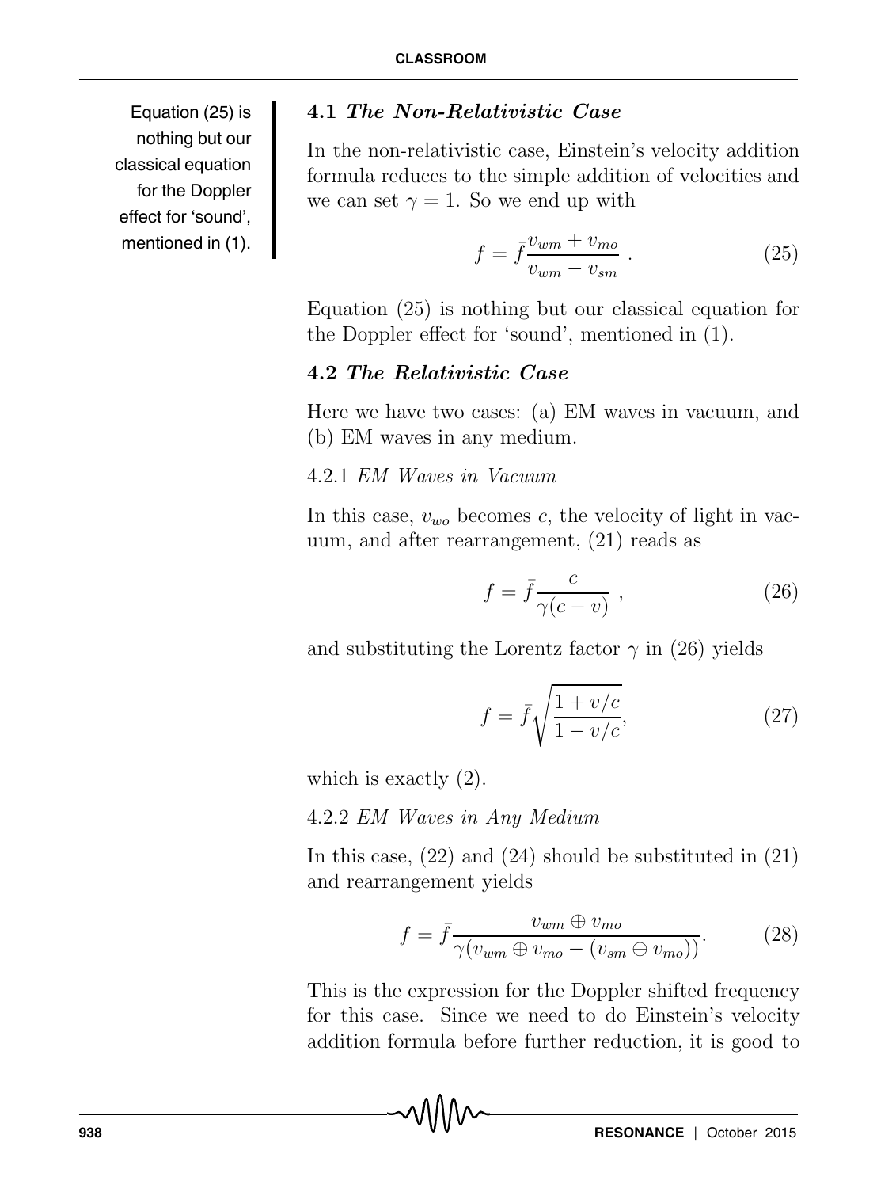### 4.1 *The Non-Relativistic Case*

In the non-relativistic case, Einstein's velocity addition formula reduces to the simple addition of velocities and we can set $\gamma = 1$. So we end up with

$$f = \bar{f}\frac{v_{wm} + v_{mo}}{v_{wm} - v_{sm}} \ . \tag{25}$$

Equation (25) is nothing but our classical equation for the Doppler effect for 'sound', mentioned in (1).

### 4.2 *The Relativistic Case*

Here we have two cases: (a) EM waves in vacuum, and (b) EM waves in any medium.

4.2.1 *EM Waves in Vacuum*

In this case, $v_{wo}$ becomes $c$, the velocity of light in vacuum, and after rearrangement, (21) reads as

$$f = \bar{f}\frac{c}{\gamma(c - v)} \ , \tag{26}$$

and substituting the Lorentz factor $\gamma$ in (26) yields

$$f = \bar{f}\sqrt{\frac{1 + v/c}{1 - v/c}}, \tag{27}$$

which is exactly (2).

4.2.2 *EM Waves in Any Medium*

In this case, (22) and (24) should be substituted in (21) and rearrangement yields

$$f = \bar{f}\frac{v_{wm} \oplus v_{mo}}{\gamma(v_{wm} \oplus v_{mo} - (v_{sm} \oplus v_{mo}))}. \tag{28}$$

This is the expression for the Doppler shifted frequency for this case. Since we need to do Einstein's velocity addition formula before further reduction, it is good to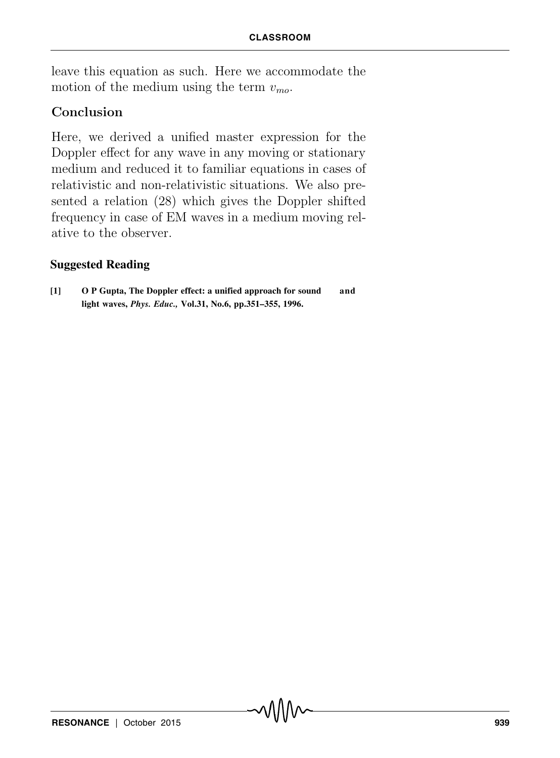leave this equation as such. Here we accommodate the motion of the medium using the term $v_{mo}$.

## Conclusion

Here, we derived a unified master expression for the Doppler effect for any wave in any moving or stationary medium and reduced it to familiar equations in cases of relativistic and non-relativistic situations. We also presented a relation (28) which gives the Doppler shifted frequency in case of EM waves in a medium moving relative to the observer.

## Suggested Reading

**[1] O P Gupta, The Doppler effect: a unified approach for sound and light waves, *Phys. Educ.,* Vol.31, No.6, pp.351–355, 1996.**